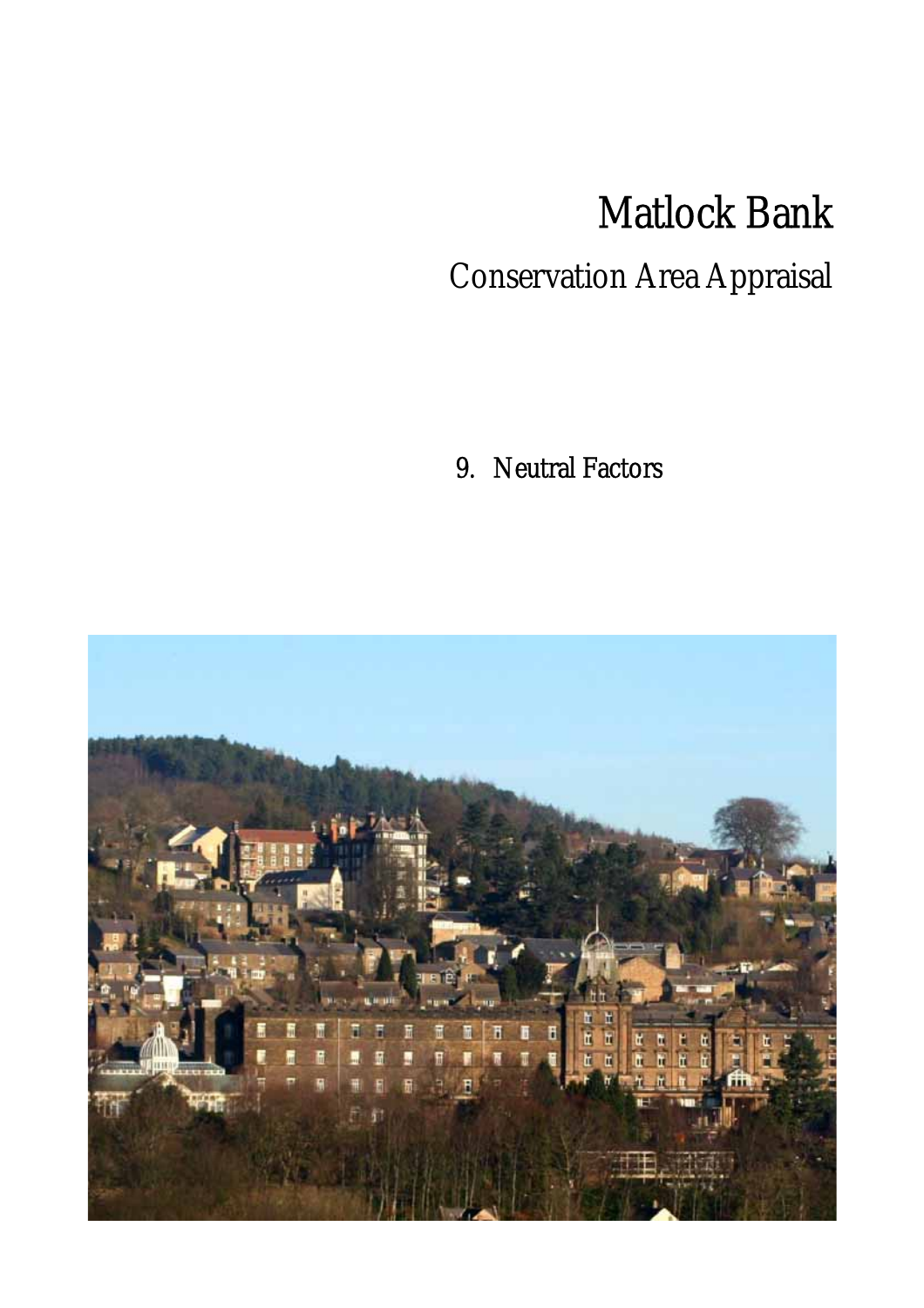# Matlock Bank

## Conservation Area Appraisal

9. Neutral Factors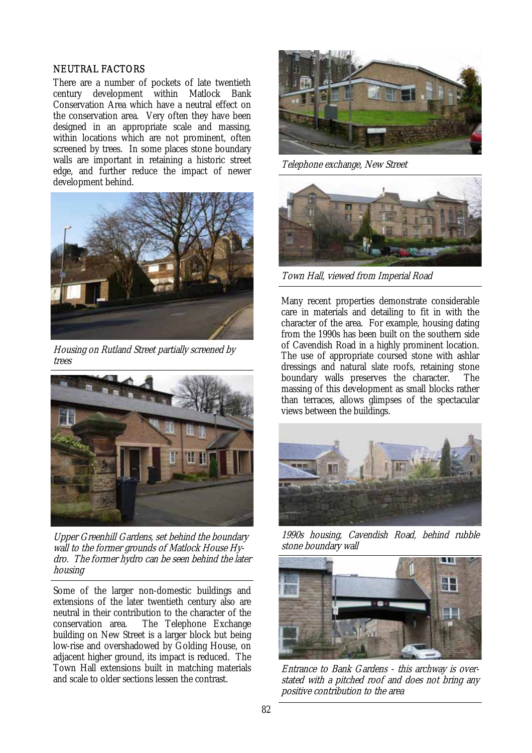## NEUTRAL FACTORS

There are a number of pockets of late twentieth century development within Matlock Bank Conservation Area which have a neutral effect on the conservation area. Very often they have been designed in an appropriate scale and massing, within locations which are not prominent, often screened by trees. In some places stone boundary walls are important in retaining a historic street edge, and further reduce the impact of newer development behind.

*Housing on Rutland Street partially screened by trees*

*Upper Greenhill Gardens, set behind the boundary wall to the former grounds of Matlock House Hydro. The former hydro can be seen behind the later housing*

Some of the larger non-domestic buildings and extensions of the later twentieth century also are neutral in their contribution to the character of the conservation area. The Telephone Exchange building on New Street is a larger block but being low-rise and overshadowed by Golding House, on adjacent higher ground, its impact is reduced. The Town Hall extensions built in matching materials and scale to older sections lessen the contrast.

*Telephone exchange, New Street*

*Town Hall, viewed from Imperial Road*

Many recent properties demonstrate considerable care in materials and detailing to fit in with the character of the area. For example, housing dating from the 1990s has been built on the southern side of Cavendish Road in a highly prominent location. The use of appropriate coursed stone with ashlar dressings and natural slate roofs, retaining stone boundary walls preserves the character. The massing of this development as small blocks rather than terraces, allows glimpses of the spectacular views between the buildings.

*1990s housing, Cavendish Road, behind rubble stone boundary wall*

*Entrance to Bank Gardens - this archway is overstated with a pitched roof and does not bring any positive contribution to the area*